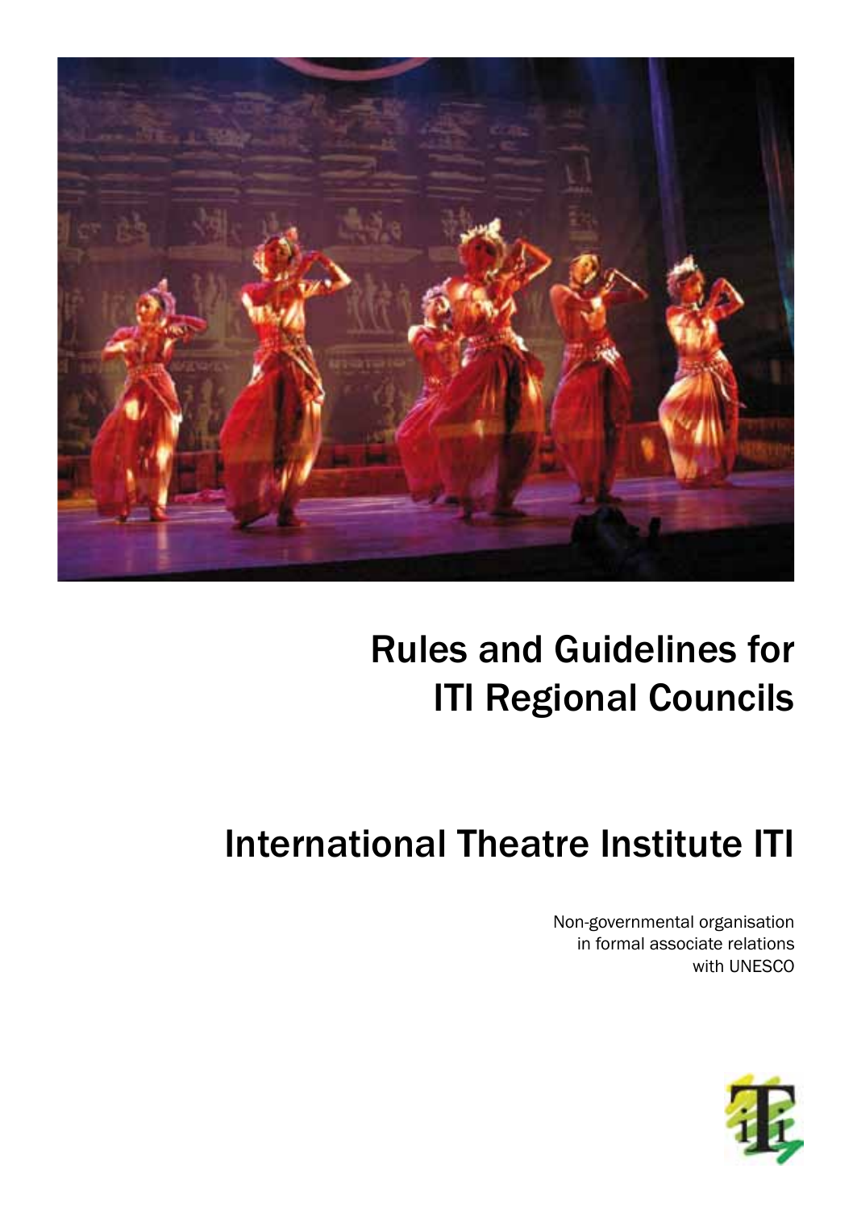# Rules and Guidelines for ITI Regional Councils

# International Theatre Institute ITI

Non-governmental organisation
in formal associate relations
with UNESCO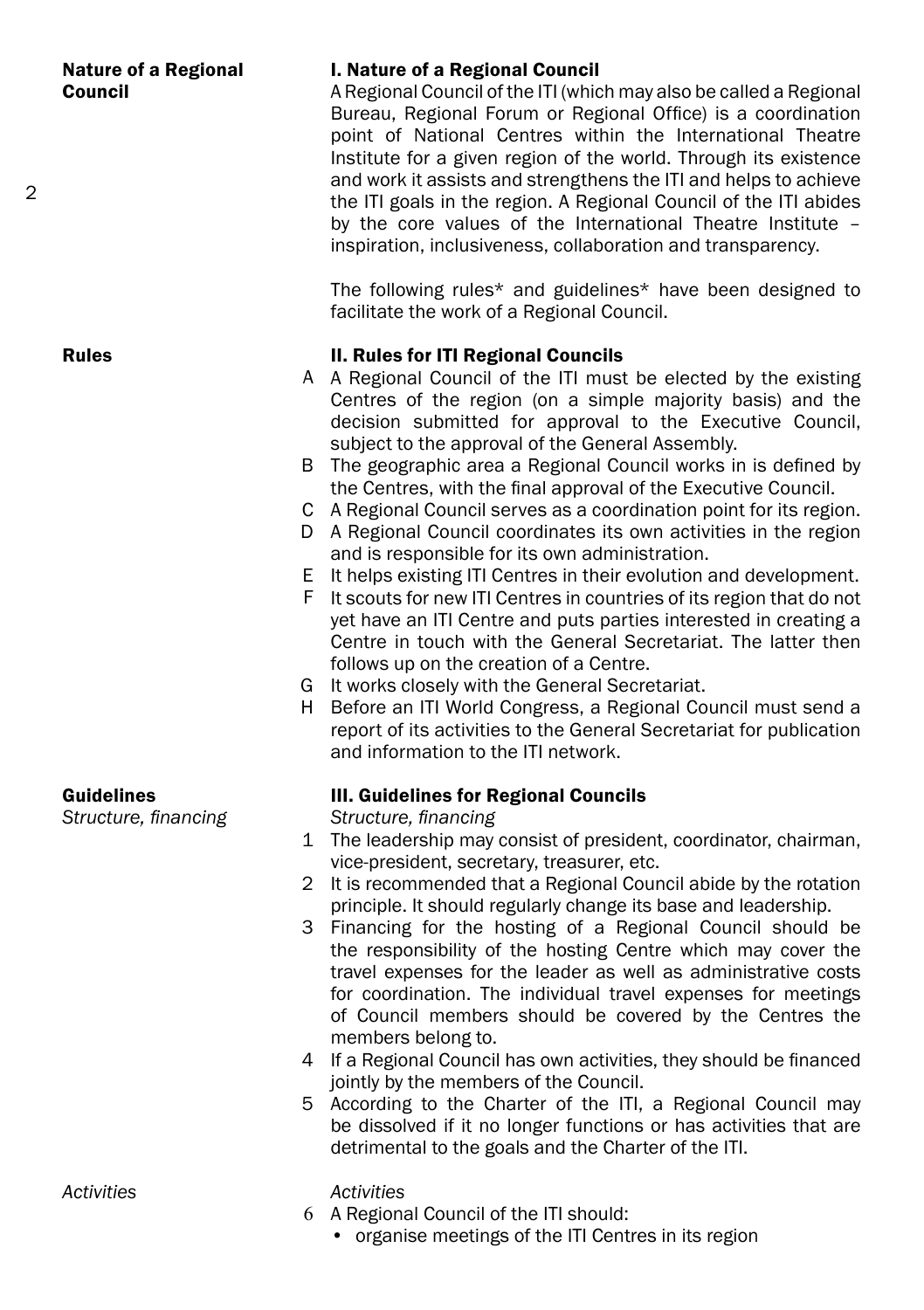## I. Nature of a Regional Council

A Regional Council of the ITI (which may also be called a Regional Bureau, Regional Forum or Regional Office) is a coordination point of National Centres within the International Theatre Institute for a given region of the world. Through its existence and work it assists and strengthens the ITI and helps to achieve the ITI goals in the region. A Regional Council of the ITI abides by the core values of the International Theatre Institute – inspiration, inclusiveness, collaboration and transparency.

The following rules* and guidelines* have been designed to facilitate the work of a Regional Council.

## II. Rules for ITI Regional Councils

A. A Regional Council of the ITI must be elected by the existing Centres of the region (on a simple majority basis) and the decision submitted for approval to the Executive Council, subject to the approval of the General Assembly.
B. The geographic area a Regional Council works in is defined by the Centres, with the final approval of the Executive Council.
C. A Regional Council serves as a coordination point for its region.
D. A Regional Council coordinates its own activities in the region and is responsible for its own administration.
E. It helps existing ITI Centres in their evolution and development.
F. It scouts for new ITI Centres in countries of its region that do not yet have an ITI Centre and puts parties interested in creating a Centre in touch with the General Secretariat. The latter then follows up on the creation of a Centre.
G. It works closely with the General Secretariat.
H. Before an ITI World Congress, a Regional Council must send a report of its activities to the General Secretariat for publication and information to the ITI network.

## III. Guidelines for Regional Councils

*Structure, financing*

1. The leadership may consist of president, coordinator, chairman, vice-president, secretary, treasurer, etc.
2. It is recommended that a Regional Council abide by the rotation principle. It should regularly change its base and leadership.
3. Financing for the hosting of a Regional Council should be the responsibility of the hosting Centre which may cover the travel expenses for the leader as well as administrative costs for coordination. The individual travel expenses for meetings of Council members should be covered by the Centres the members belong to.
4. If a Regional Council has own activities, they should be financed jointly by the members of the Council.
5. According to the Charter of the ITI, a Regional Council may be dissolved if it no longer functions or has activities that are detrimental to the goals and the Charter of the ITI.

*Activities*

6. A Regional Council of the ITI should:
   - organise meetings of the ITI Centres in its region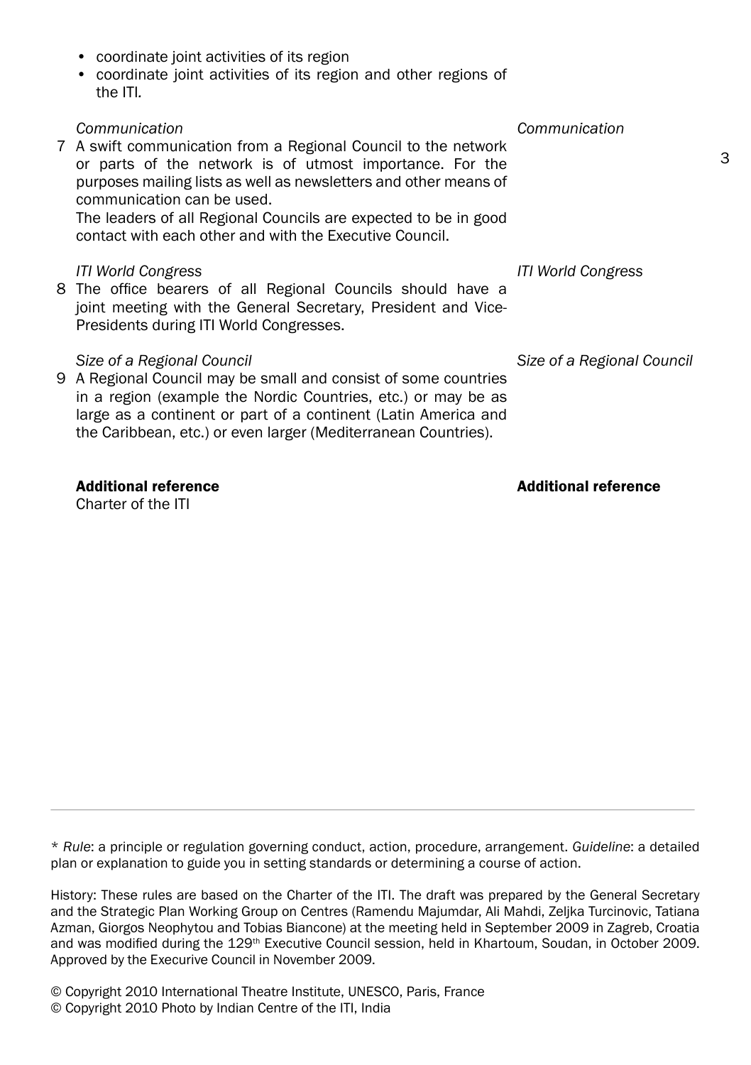- coordinate joint activities of its region
- coordinate joint activities of its region and other regions of the ITI.

*Communication*

7 A swift communication from a Regional Council to the network or parts of the network is of utmost importance. For the purposes mailing lists as well as newsletters and other means of communication can be used.
The leaders of all Regional Councils are expected to be in good contact with each other and with the Executive Council.

*ITI World Congress*

8 The office bearers of all Regional Councils should have a joint meeting with the General Secretary, President and Vice-Presidents during ITI World Congresses.

*Size of a Regional Council*

9 A Regional Council may be small and consist of some countries in a region (example the Nordic Countries, etc.) or may be as large as a continent or part of a continent (Latin America and the Caribbean, etc.) or even larger (Mediterranean Countries).

**Additional reference**

Charter of the ITI

---

* *Rule*: a principle or regulation governing conduct, action, procedure, arrangement. *Guideline*: a detailed plan or explanation to guide you in setting standards or determining a course of action.

History: These rules are based on the Charter of the ITI. The draft was prepared by the General Secretary and the Strategic Plan Working Group on Centres (Ramendu Majumdar, Ali Mahdi, Zeljka Turcinovic, Tatiana Azman, Giorgos Neophytou and Tobias Biancone) at the meeting held in September 2009 in Zagreb, Croatia and was modified during the 129th Executive Council session, held in Khartoum, Soudan, in October 2009. Approved by the Execurive Council in November 2009.

© Copyright 2010 International Theatre Institute, UNESCO, Paris, France
© Copyright 2010 Photo by Indian Centre of the ITI, India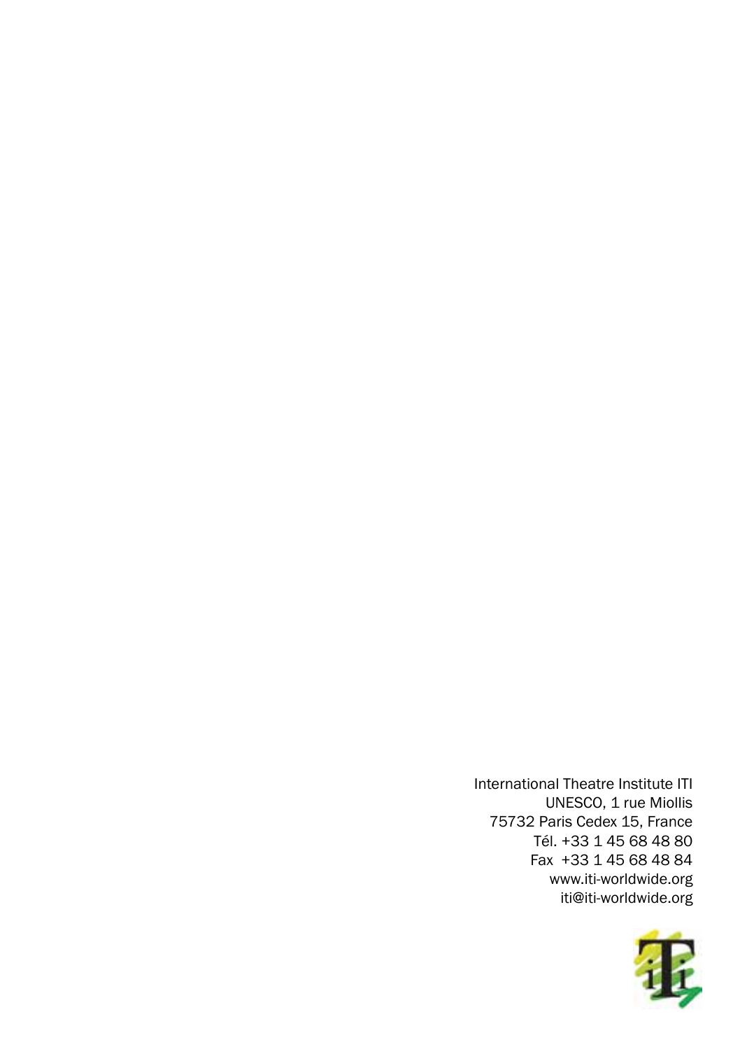International Theatre Institute ITI
UNESCO, 1 rue Miollis
75732 Paris Cedex 15, France
Tél. +33 1 45 68 48 80
Fax +33 1 45 68 48 84
www.iti-worldwide.org
iti@iti-worldwide.org